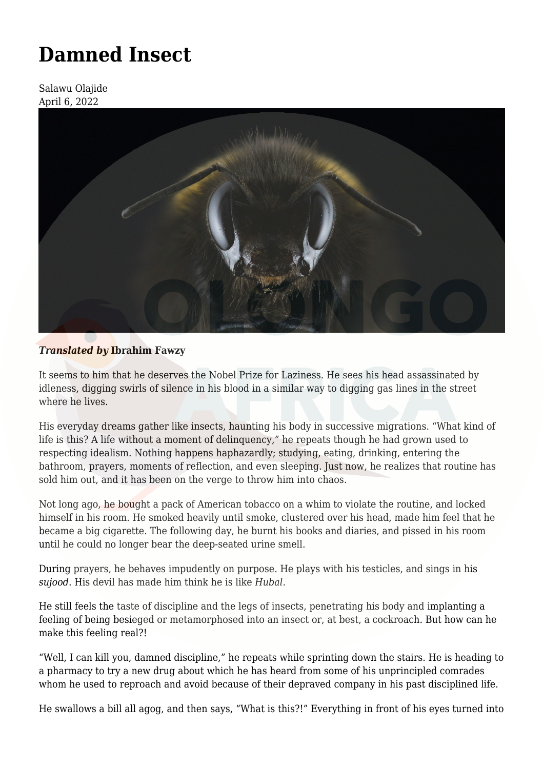# Damned Insect

Salawu Olajide
April 6, 2022

***Translated by*** **Ibrahim Fawzy**

It seems to him that he deserves the Nobel Prize for Laziness. He sees his head assassinated by idleness, digging swirls of silence in his blood in a similar way to digging gas lines in the street where he lives.

His everyday dreams gather like insects, haunting his body in successive migrations. "What kind of life is this? A life without a moment of delinquency," he repeats though he had grown used to respecting idealism. Nothing happens haphazardly; studying, eating, drinking, entering the bathroom, prayers, moments of reflection, and even sleeping. Just now, he realizes that routine has sold him out, and it has been on the verge to throw him into chaos.

Not long ago, he bought a pack of American tobacco on a whim to violate the routine, and locked himself in his room. He smoked heavily until smoke, clustered over his head, made him feel that he became a big cigarette. The following day, he burnt his books and diaries, and pissed in his room until he could no longer bear the deep-seated urine smell.

During prayers, he behaves impudently on purpose. He plays with his testicles, and sings in his *sujood*. His devil has made him think he is like *Hubal*.

He still feels the taste of discipline and the legs of insects, penetrating his body and implanting a feeling of being besieged or metamorphosed into an insect or, at best, a cockroach. But how can he make this feeling real?!

"Well, I can kill you, damned discipline," he repeats while sprinting down the stairs. He is heading to a pharmacy to try a new drug about which he has heard from some of his unprincipled comrades whom he used to reproach and avoid because of their depraved company in his past disciplined life.

He swallows a bill all agog, and then says, "What is this?!" Everything in front of his eyes turned into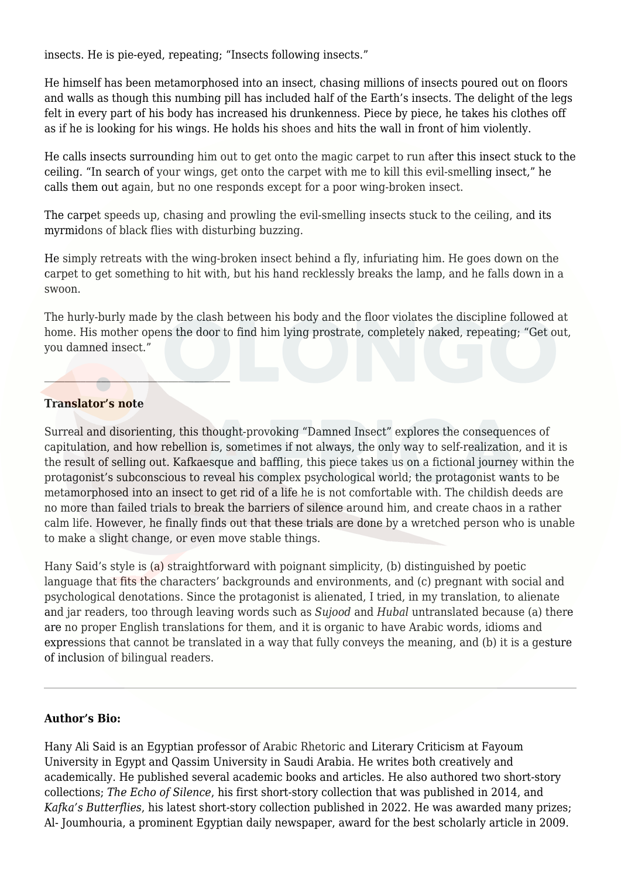insects. He is pie-eyed, repeating; "Insects following insects."

He himself has been metamorphosed into an insect, chasing millions of insects poured out on floors and walls as though this numbing pill has included half of the Earth's insects. The delight of the legs felt in every part of his body has increased his drunkenness. Piece by piece, he takes his clothes off as if he is looking for his wings. He holds his shoes and hits the wall in front of him violently.

He calls insects surrounding him out to get onto the magic carpet to run after this insect stuck to the ceiling. "In search of your wings, get onto the carpet with me to kill this evil-smelling insect," he calls them out again, but no one responds except for a poor wing-broken insect.

The carpet speeds up, chasing and prowling the evil-smelling insects stuck to the ceiling, and its myrmidons of black flies with disturbing buzzing.

He simply retreats with the wing-broken insect behind a fly, infuriating him. He goes down on the carpet to get something to hit with, but his hand recklessly breaks the lamp, and he falls down in a swoon.

The hurly-burly made by the clash between his body and the floor violates the discipline followed at home. His mother opens the door to find him lying prostrate, completely naked, repeating; "Get out, you damned insect."

---

**Translator's note**

Surreal and disorienting, this thought-provoking "Damned Insect" explores the consequences of capitulation, and how rebellion is, sometimes if not always, the only way to self-realization, and it is the result of selling out. Kafkaesque and baffling, this piece takes us on a fictional journey within the protagonist's subconscious to reveal his complex psychological world; the protagonist wants to be metamorphosed into an insect to get rid of a life he is not comfortable with. The childish deeds are no more than failed trials to break the barriers of silence around him, and create chaos in a rather calm life. However, he finally finds out that these trials are done by a wretched person who is unable to make a slight change, or even move stable things.

Hany Said's style is (a) straightforward with poignant simplicity, (b) distinguished by poetic language that fits the characters' backgrounds and environments, and (c) pregnant with social and psychological denotations. Since the protagonist is alienated, I tried, in my translation, to alienate and jar readers, too through leaving words such as *Sujood* and *Hubal* untranslated because (a) there are no proper English translations for them, and it is organic to have Arabic words, idioms and expressions that cannot be translated in a way that fully conveys the meaning, and (b) it is a gesture of inclusion of bilingual readers.

---

**Author's Bio:**

Hany Ali Said is an Egyptian professor of Arabic Rhetoric and Literary Criticism at Fayoum University in Egypt and Qassim University in Saudi Arabia. He writes both creatively and academically. He published several academic books and articles. He also authored two short-story collections; *The Echo of Silence*, his first short-story collection that was published in 2014, and *Kafka's Butterflies*, his latest short-story collection published in 2022. He was awarded many prizes; Al- Joumhouria, a prominent Egyptian daily newspaper, award for the best scholarly article in 2009.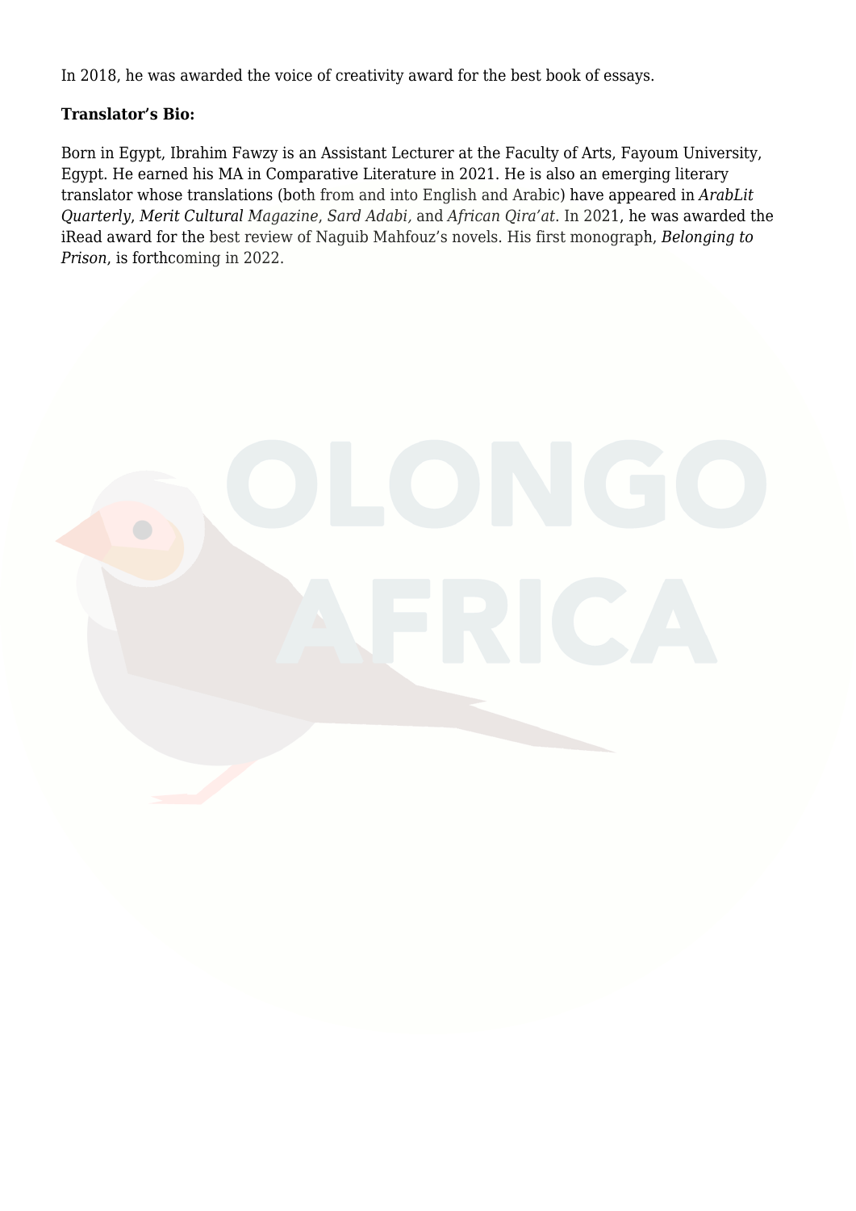In 2018, he was awarded the voice of creativity award for the best book of essays.

**Translator's Bio:**

Born in Egypt, Ibrahim Fawzy is an Assistant Lecturer at the Faculty of Arts, Fayoum University, Egypt. He earned his MA in Comparative Literature in 2021. He is also an emerging literary translator whose translations (both from and into English and Arabic) have appeared in *ArabLit Quarterly*, *Merit Cultural Magazine*, *Sard Adabi,* and *African Qira'at*. In 2021, he was awarded the iRead award for the best review of Naguib Mahfouz's novels. His first monograph, *Belonging to Prison*, is forthcoming in 2022.